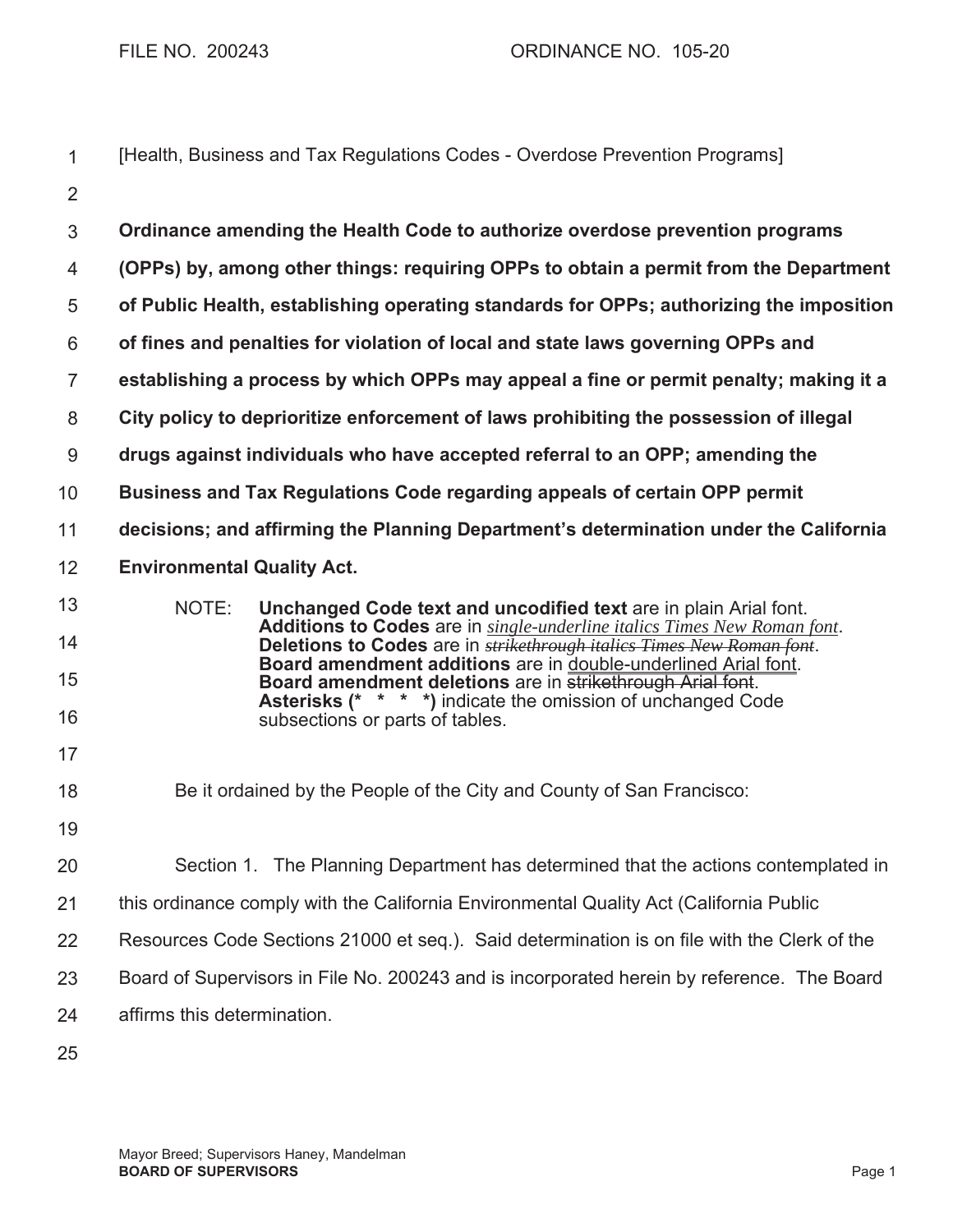FILE NO. 200243 ORDINANCE NO. 105-20

[Health, Business and Tax Regulations Codes - Overdose Prevention Programs]

**Ordinance amending the Health Code to authorize overdose prevention programs (OPPs) by, among other things: requiring OPPs to obtain a permit from the Department of Public Health, establishing operating standards for OPPs; authorizing the imposition of fines and penalties for violation of local and state laws governing OPPs and establishing a process by which OPPs may appeal a fine or permit penalty; making it a City policy to deprioritize enforcement of laws prohibiting the possession of illegal drugs against individuals who have accepted referral to an OPP; amending the Business and Tax Regulations Code regarding appeals of certain OPP permit decisions; and affirming the Planning Department's determination under the California Environmental Quality Act.**

NOTE: **Unchanged Code text and uncodified text** are in plain Arial font.
**Additions to Codes** are in *single-underline italics Times New Roman font*.
**Deletions to Codes** are in ~~*strikethrough italics Times New Roman font*~~.
**Board amendment additions** are in double-underlined Arial font.
**Board amendment deletions** are in ~~strikethrough Arial font~~.
**Asterisks (* * * *)** indicate the omission of unchanged Code subsections or parts of tables.

Be it ordained by the People of the City and County of San Francisco:

Section 1. The Planning Department has determined that the actions contemplated in this ordinance comply with the California Environmental Quality Act (California Public Resources Code Sections 21000 et seq.). Said determination is on file with the Clerk of the Board of Supervisors in File No. 200243 and is incorporated herein by reference. The Board affirms this determination.

Mayor Breed; Supervisors Haney, Mandelman
**BOARD OF SUPERVISORS**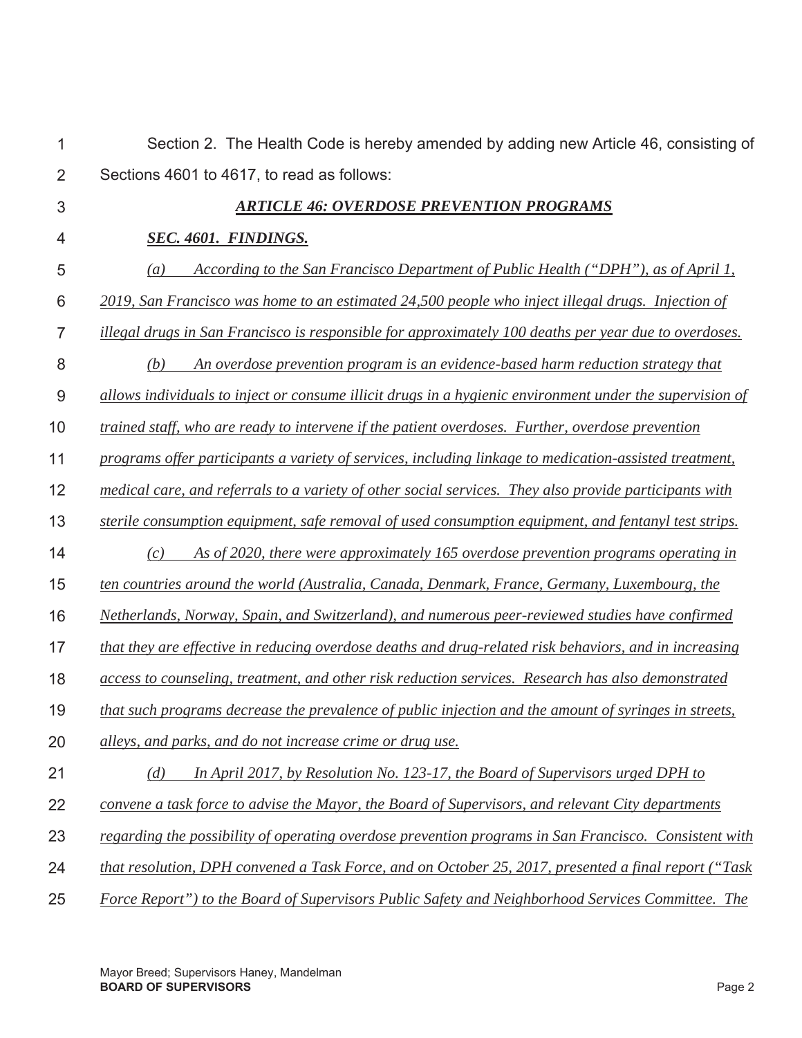Section 2. The Health Code is hereby amended by adding new Article 46, consisting of Sections 4601 to 4617, to read as follows:

## *ARTICLE 46: OVERDOSE PREVENTION PROGRAMS*

### *SEC. 4601. FINDINGS.*

*(a) According to the San Francisco Department of Public Health ("DPH"), as of April 1, 2019, San Francisco was home to an estimated 24,500 people who inject illegal drugs. Injection of illegal drugs in San Francisco is responsible for approximately 100 deaths per year due to overdoses.*

*(b) An overdose prevention program is an evidence-based harm reduction strategy that allows individuals to inject or consume illicit drugs in a hygienic environment under the supervision of trained staff, who are ready to intervene if the patient overdoses. Further, overdose prevention programs offer participants a variety of services, including linkage to medication-assisted treatment, medical care, and referrals to a variety of other social services. They also provide participants with sterile consumption equipment, safe removal of used consumption equipment, and fentanyl test strips.*

*(c) As of 2020, there were approximately 165 overdose prevention programs operating in ten countries around the world (Australia, Canada, Denmark, France, Germany, Luxembourg, the Netherlands, Norway, Spain, and Switzerland), and numerous peer-reviewed studies have confirmed that they are effective in reducing overdose deaths and drug-related risk behaviors, and in increasing access to counseling, treatment, and other risk reduction services. Research has also demonstrated that such programs decrease the prevalence of public injection and the amount of syringes in streets, alleys, and parks, and do not increase crime or drug use.*

*(d) In April 2017, by Resolution No. 123-17, the Board of Supervisors urged DPH to convene a task force to advise the Mayor, the Board of Supervisors, and relevant City departments regarding the possibility of operating overdose prevention programs in San Francisco. Consistent with that resolution, DPH convened a Task Force, and on October 25, 2017, presented a final report ("Task Force Report") to the Board of Supervisors Public Safety and Neighborhood Services Committee. The*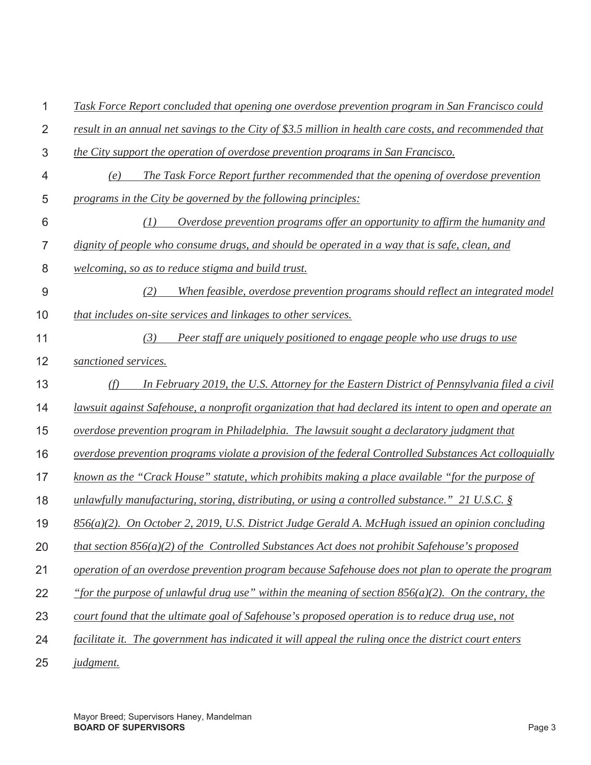*Task Force Report concluded that opening one overdose prevention program in San Francisco could result in an annual net savings to the City of $3.5 million in health care costs, and recommended that the City support the operation of overdose prevention programs in San Francisco.*

*(e) The Task Force Report further recommended that the opening of overdose prevention programs in the City be governed by the following principles:*

*(1) Overdose prevention programs offer an opportunity to affirm the humanity and dignity of people who consume drugs, and should be operated in a way that is safe, clean, and welcoming, so as to reduce stigma and build trust.*

*(2) When feasible, overdose prevention programs should reflect an integrated model that includes on-site services and linkages to other services.*

*(3) Peer staff are uniquely positioned to engage people who use drugs to use sanctioned services.*

*(f) In February 2019, the U.S. Attorney for the Eastern District of Pennsylvania filed a civil lawsuit against Safehouse, a nonprofit organization that had declared its intent to open and operate an overdose prevention program in Philadelphia. The lawsuit sought a declaratory judgment that overdose prevention programs violate a provision of the federal Controlled Substances Act colloquially known as the "Crack House" statute, which prohibits making a place available "for the purpose of unlawfully manufacturing, storing, distributing, or using a controlled substance." 21 U.S.C. § 856(a)(2). On October 2, 2019, U.S. District Judge Gerald A. McHugh issued an opinion concluding that section 856(a)(2) of the Controlled Substances Act does not prohibit Safehouse's proposed operation of an overdose prevention program because Safehouse does not plan to operate the program "for the purpose of unlawful drug use" within the meaning of section 856(a)(2). On the contrary, the court found that the ultimate goal of Safehouse's proposed operation is to reduce drug use, not facilitate it. The government has indicated it will appeal the ruling once the district court enters judgment.*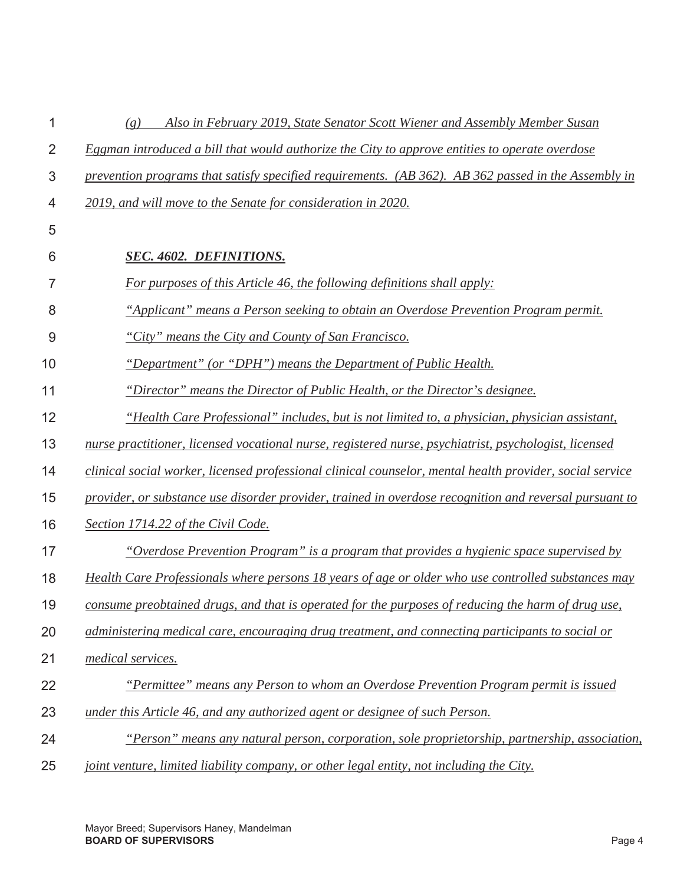*(g) Also in February 2019, State Senator Scott Wiener and Assembly Member Susan Eggman introduced a bill that would authorize the City to approve entities to operate overdose prevention programs that satisfy specified requirements. (AB 362). AB 362 passed in the Assembly in 2019, and will move to the Senate for consideration in 2020.*

***SEC. 4602. DEFINITIONS.***

*For purposes of this Article 46, the following definitions shall apply:*

*"Applicant" means a Person seeking to obtain an Overdose Prevention Program permit.*

*"City" means the City and County of San Francisco.*

*"Department" (or "DPH") means the Department of Public Health.*

*"Director" means the Director of Public Health, or the Director's designee.*

*"Health Care Professional" includes, but is not limited to, a physician, physician assistant, nurse practitioner, licensed vocational nurse, registered nurse, psychiatrist, psychologist, licensed clinical social worker, licensed professional clinical counselor, mental health provider, social service provider, or substance use disorder provider, trained in overdose recognition and reversal pursuant to Section 1714.22 of the Civil Code.*

*"Overdose Prevention Program" is a program that provides a hygienic space supervised by Health Care Professionals where persons 18 years of age or older who use controlled substances may consume preobtained drugs, and that is operated for the purposes of reducing the harm of drug use, administering medical care, encouraging drug treatment, and connecting participants to social or medical services.*

*"Permittee" means any Person to whom an Overdose Prevention Program permit is issued under this Article 46, and any authorized agent or designee of such Person.*

*"Person" means any natural person, corporation, sole proprietorship, partnership, association, joint venture, limited liability company, or other legal entity, not including the City.*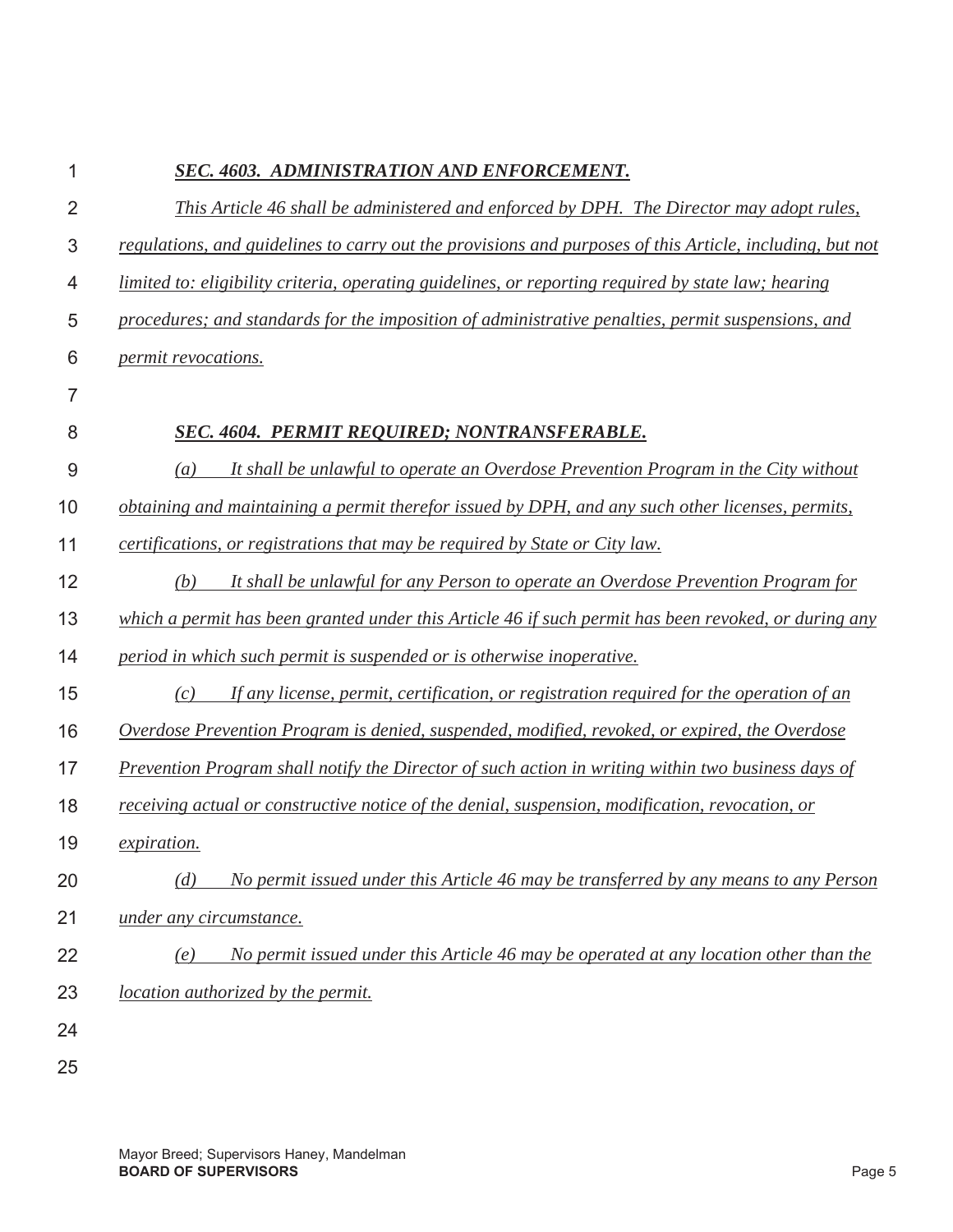***SEC. 4603. ADMINISTRATION AND ENFORCEMENT.***

*This Article 46 shall be administered and enforced by DPH. The Director may adopt rules, regulations, and guidelines to carry out the provisions and purposes of this Article, including, but not limited to: eligibility criteria, operating guidelines, or reporting required by state law; hearing procedures; and standards for the imposition of administrative penalties, permit suspensions, and permit revocations.*

***SEC. 4604. PERMIT REQUIRED; NONTRANSFERABLE.***

*(a) It shall be unlawful to operate an Overdose Prevention Program in the City without obtaining and maintaining a permit therefor issued by DPH, and any such other licenses, permits, certifications, or registrations that may be required by State or City law.*

*(b) It shall be unlawful for any Person to operate an Overdose Prevention Program for which a permit has been granted under this Article 46 if such permit has been revoked, or during any period in which such permit is suspended or is otherwise inoperative.*

*(c) If any license, permit, certification, or registration required for the operation of an Overdose Prevention Program is denied, suspended, modified, revoked, or expired, the Overdose Prevention Program shall notify the Director of such action in writing within two business days of receiving actual or constructive notice of the denial, suspension, modification, revocation, or expiration.*

*(d) No permit issued under this Article 46 may be transferred by any means to any Person under any circumstance.*

*(e) No permit issued under this Article 46 may be operated at any location other than the location authorized by the permit.*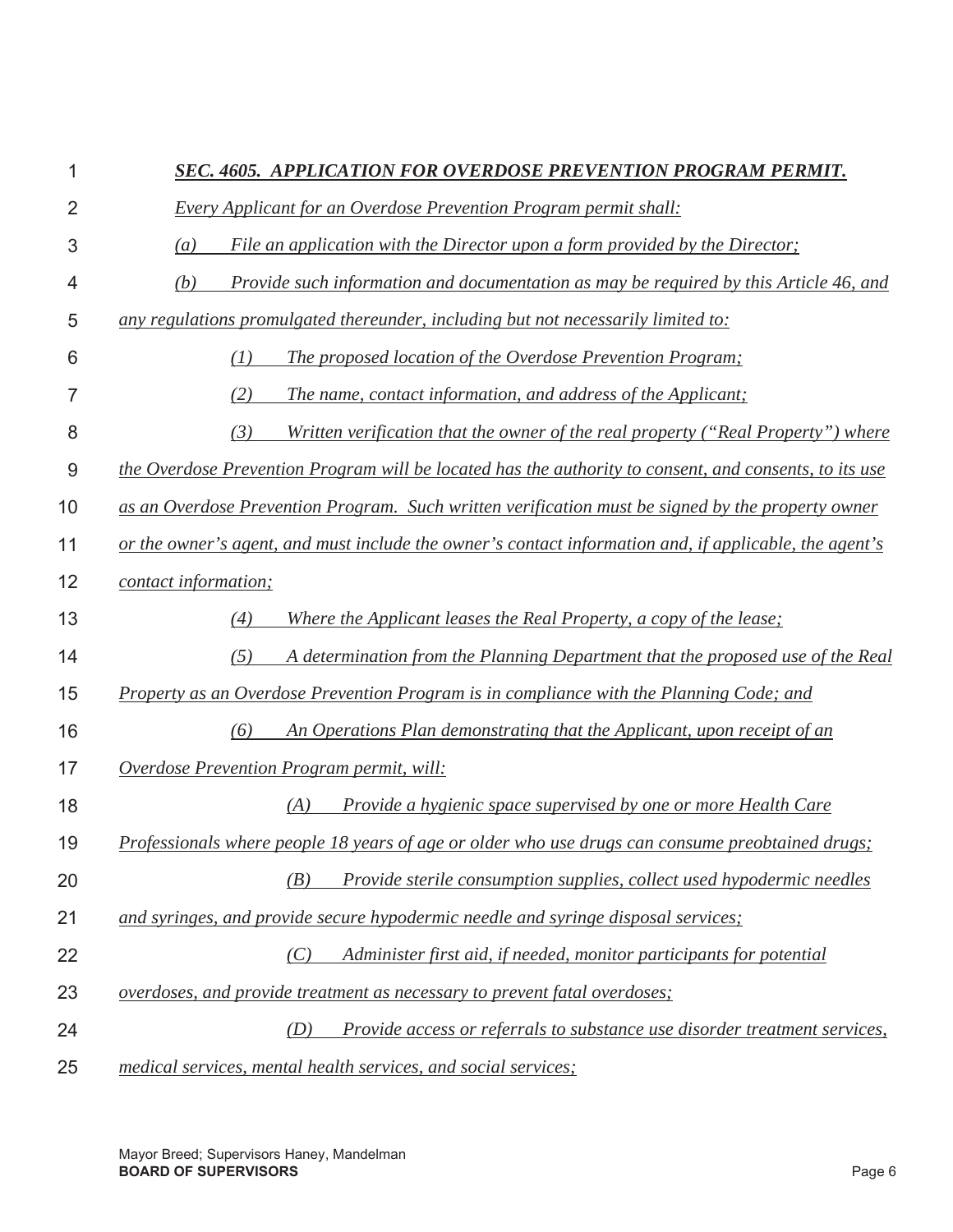### *SEC. 4605. APPLICATION FOR OVERDOSE PREVENTION PROGRAM PERMIT.*

*Every Applicant for an Overdose Prevention Program permit shall:*

*(a) File an application with the Director upon a form provided by the Director;*

*(b) Provide such information and documentation as may be required by this Article 46, and any regulations promulgated thereunder, including but not necessarily limited to:*

*(1) The proposed location of the Overdose Prevention Program;*

*(2) The name, contact information, and address of the Applicant;*

*(3) Written verification that the owner of the real property ("Real Property") where the Overdose Prevention Program will be located has the authority to consent, and consents, to its use as an Overdose Prevention Program. Such written verification must be signed by the property owner or the owner's agent, and must include the owner's contact information and, if applicable, the agent's contact information;*

*(4) Where the Applicant leases the Real Property, a copy of the lease;*

*(5) A determination from the Planning Department that the proposed use of the Real Property as an Overdose Prevention Program is in compliance with the Planning Code; and*

*(6) An Operations Plan demonstrating that the Applicant, upon receipt of an Overdose Prevention Program permit, will:*

*(A) Provide a hygienic space supervised by one or more Health Care Professionals where people 18 years of age or older who use drugs can consume preobtained drugs;*

*(B) Provide sterile consumption supplies, collect used hypodermic needles and syringes, and provide secure hypodermic needle and syringe disposal services;*

*(C) Administer first aid, if needed, monitor participants for potential overdoses, and provide treatment as necessary to prevent fatal overdoses;*

*(D) Provide access or referrals to substance use disorder treatment services, medical services, mental health services, and social services;*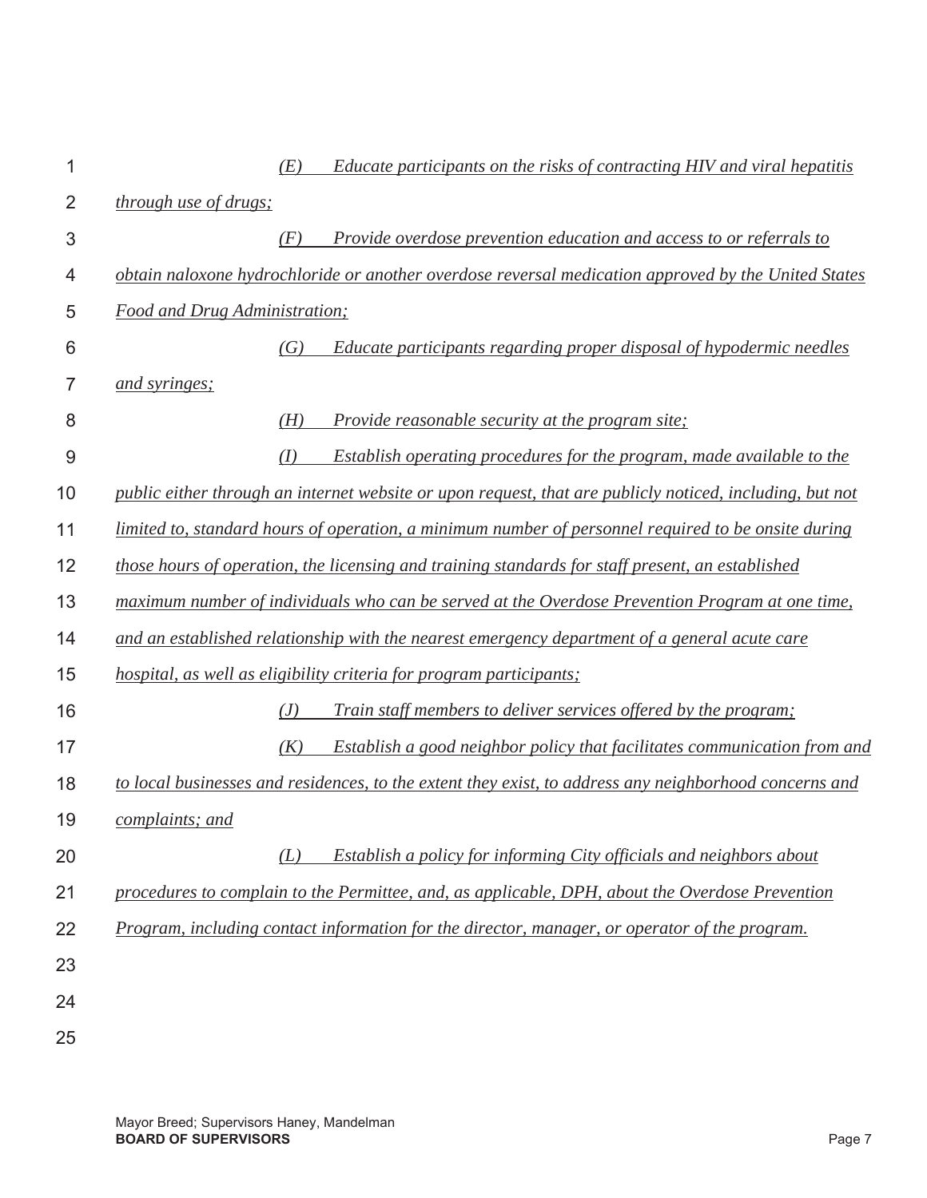*(E) Educate participants on the risks of contracting HIV and viral hepatitis through use of drugs;*

*(F) Provide overdose prevention education and access to or referrals to obtain naloxone hydrochloride or another overdose reversal medication approved by the United States Food and Drug Administration;*

*(G) Educate participants regarding proper disposal of hypodermic needles and syringes;*

*(H) Provide reasonable security at the program site;*

*(I) Establish operating procedures for the program, made available to the public either through an internet website or upon request, that are publicly noticed, including, but not limited to, standard hours of operation, a minimum number of personnel required to be onsite during those hours of operation, the licensing and training standards for staff present, an established maximum number of individuals who can be served at the Overdose Prevention Program at one time, and an established relationship with the nearest emergency department of a general acute care hospital, as well as eligibility criteria for program participants;*

*(J) Train staff members to deliver services offered by the program;*

*(K) Establish a good neighbor policy that facilitates communication from and to local businesses and residences, to the extent they exist, to address any neighborhood concerns and complaints; and*

*(L) Establish a policy for informing City officials and neighbors about procedures to complain to the Permittee, and, as applicable, DPH, about the Overdose Prevention Program, including contact information for the director, manager, or operator of the program.*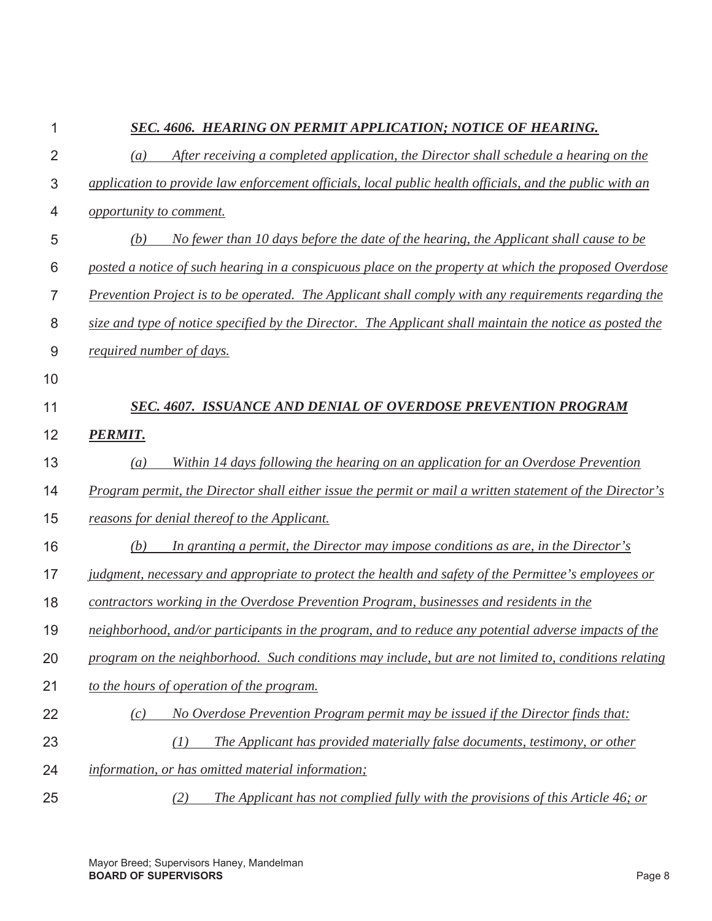***SEC. 4606. HEARING ON PERMIT APPLICATION; NOTICE OF HEARING.***

*(a) After receiving a completed application, the Director shall schedule a hearing on the application to provide law enforcement officials, local public health officials, and the public with an opportunity to comment.*

*(b) No fewer than 10 days before the date of the hearing, the Applicant shall cause to be posted a notice of such hearing in a conspicuous place on the property at which the proposed Overdose Prevention Project is to be operated. The Applicant shall comply with any requirements regarding the size and type of notice specified by the Director. The Applicant shall maintain the notice as posted the required number of days.*

***SEC. 4607. ISSUANCE AND DENIAL OF OVERDOSE PREVENTION PROGRAM PERMIT.***

*(a) Within 14 days following the hearing on an application for an Overdose Prevention Program permit, the Director shall either issue the permit or mail a written statement of the Director's reasons for denial thereof to the Applicant.*

*(b) In granting a permit, the Director may impose conditions as are, in the Director's judgment, necessary and appropriate to protect the health and safety of the Permittee's employees or contractors working in the Overdose Prevention Program, businesses and residents in the neighborhood, and/or participants in the program, and to reduce any potential adverse impacts of the program on the neighborhood. Such conditions may include, but are not limited to, conditions relating to the hours of operation of the program.*

*(c) No Overdose Prevention Program permit may be issued if the Director finds that:*

*(1) The Applicant has provided materially false documents, testimony, or other information, or has omitted material information;*

*(2) The Applicant has not complied fully with the provisions of this Article 46; or*

Mayor Breed; Supervisors Haney, Mandelman
**BOARD OF SUPERVISORS**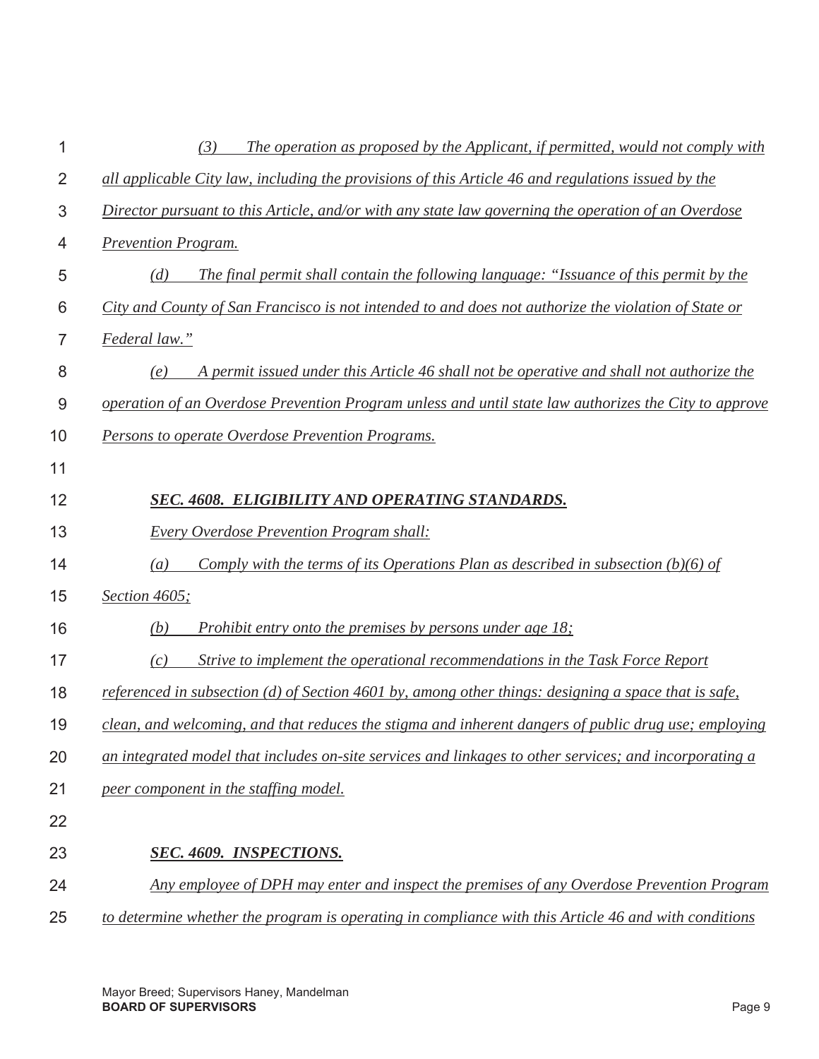*(3) The operation as proposed by the Applicant, if permitted, would not comply with all applicable City law, including the provisions of this Article 46 and regulations issued by the Director pursuant to this Article, and/or with any state law governing the operation of an Overdose Prevention Program.*

*(d) The final permit shall contain the following language: "Issuance of this permit by the City and County of San Francisco is not intended to and does not authorize the violation of State or Federal law."*

*(e) A permit issued under this Article 46 shall not be operative and shall not authorize the operation of an Overdose Prevention Program unless and until state law authorizes the City to approve Persons to operate Overdose Prevention Programs.*

### *SEC. 4608. ELIGIBILITY AND OPERATING STANDARDS.*

*Every Overdose Prevention Program shall:*

*(a) Comply with the terms of its Operations Plan as described in subsection (b)(6) of Section 4605;*

*(b) Prohibit entry onto the premises by persons under age 18;*

*(c) Strive to implement the operational recommendations in the Task Force Report referenced in subsection (d) of Section 4601 by, among other things: designing a space that is safe, clean, and welcoming, and that reduces the stigma and inherent dangers of public drug use; employing an integrated model that includes on-site services and linkages to other services; and incorporating a peer component in the staffing model.*

### *SEC. 4609. INSPECTIONS.*

*Any employee of DPH may enter and inspect the premises of any Overdose Prevention Program to determine whether the program is operating in compliance with this Article 46 and with conditions*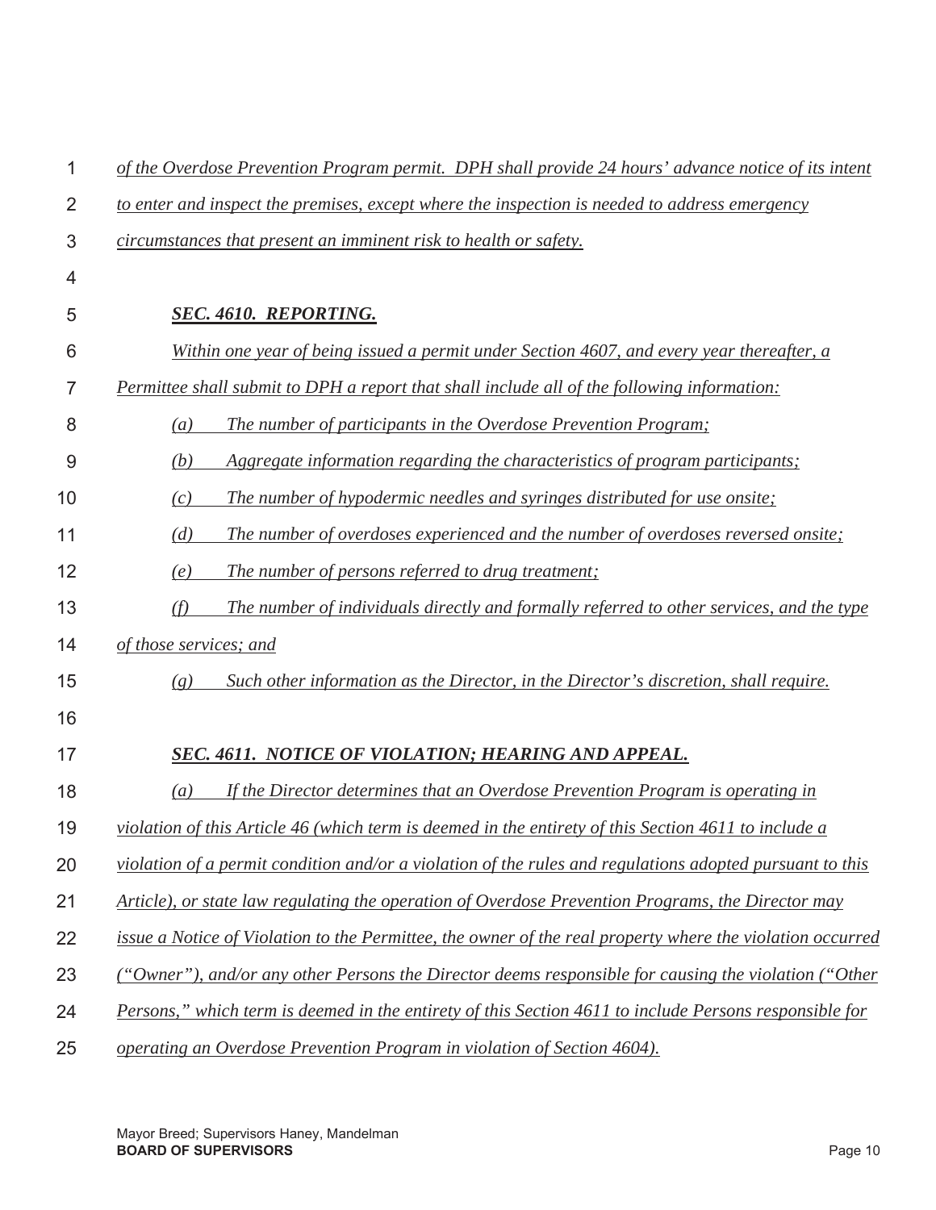*of the Overdose Prevention Program permit. DPH shall provide 24 hours' advance notice of its intent to enter and inspect the premises, except where the inspection is needed to address emergency circumstances that present an imminent risk to health or safety.*

***SEC. 4610. REPORTING.***

*Within one year of being issued a permit under Section 4607, and every year thereafter, a Permittee shall submit to DPH a report that shall include all of the following information:*

*(a) The number of participants in the Overdose Prevention Program;*

*(b) Aggregate information regarding the characteristics of program participants;*

*(c) The number of hypodermic needles and syringes distributed for use onsite;*

*(d) The number of overdoses experienced and the number of overdoses reversed onsite;*

*(e) The number of persons referred to drug treatment;*

*(f) The number of individuals directly and formally referred to other services, and the type of those services; and*

*(g) Such other information as the Director, in the Director's discretion, shall require.*

***SEC. 4611. NOTICE OF VIOLATION; HEARING AND APPEAL.***

*(a) If the Director determines that an Overdose Prevention Program is operating in violation of this Article 46 (which term is deemed in the entirety of this Section 4611 to include a violation of a permit condition and/or a violation of the rules and regulations adopted pursuant to this Article), or state law regulating the operation of Overdose Prevention Programs, the Director may issue a Notice of Violation to the Permittee, the owner of the real property where the violation occurred ("Owner"), and/or any other Persons the Director deems responsible for causing the violation ("Other Persons," which term is deemed in the entirety of this Section 4611 to include Persons responsible for operating an Overdose Prevention Program in violation of Section 4604).*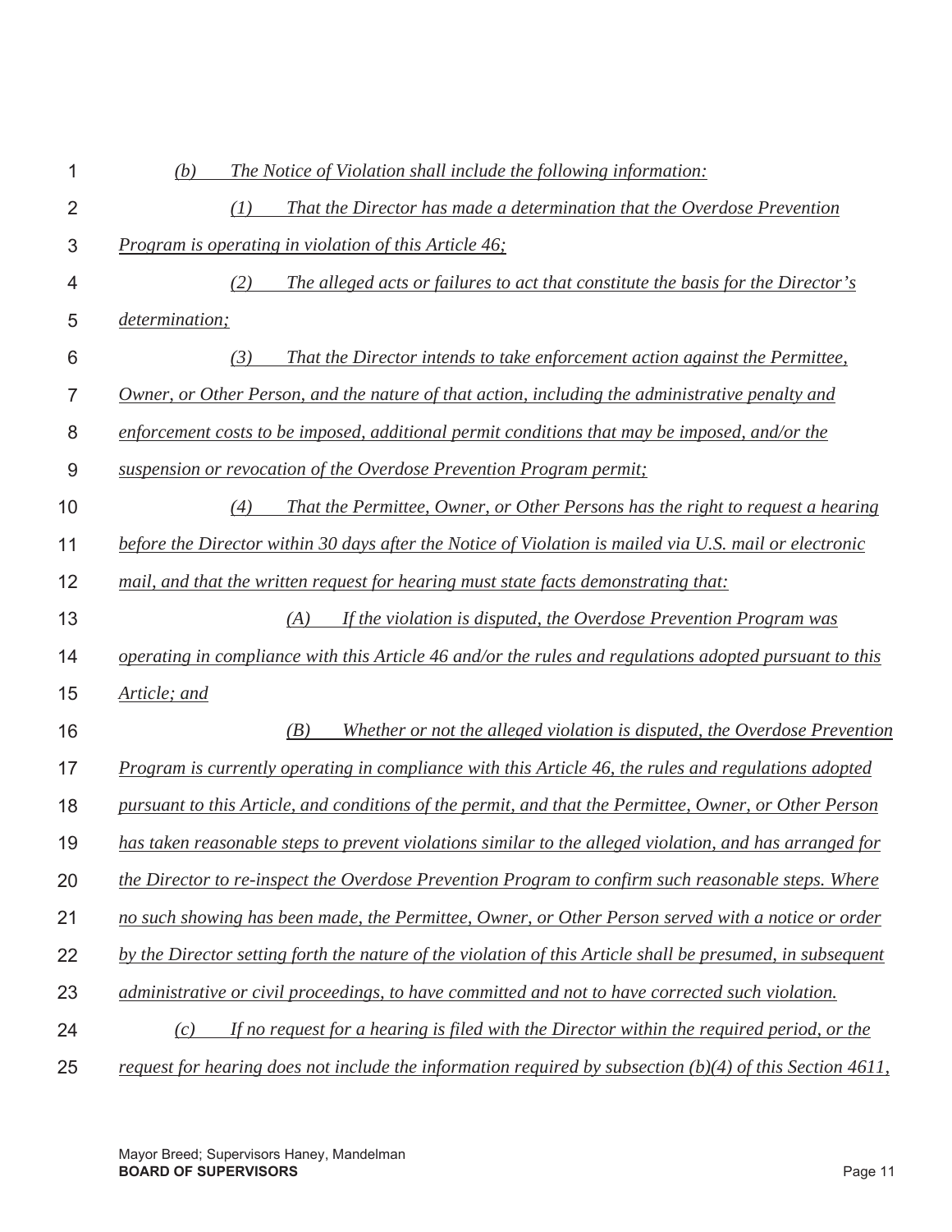*(b) The Notice of Violation shall include the following information:*

*(1) That the Director has made a determination that the Overdose Prevention Program is operating in violation of this Article 46;*

*(2) The alleged acts or failures to act that constitute the basis for the Director's determination;*

*(3) That the Director intends to take enforcement action against the Permittee, Owner, or Other Person, and the nature of that action, including the administrative penalty and enforcement costs to be imposed, additional permit conditions that may be imposed, and/or the suspension or revocation of the Overdose Prevention Program permit;*

*(4) That the Permittee, Owner, or Other Persons has the right to request a hearing before the Director within 30 days after the Notice of Violation is mailed via U.S. mail or electronic mail, and that the written request for hearing must state facts demonstrating that:*

*(A) If the violation is disputed, the Overdose Prevention Program was operating in compliance with this Article 46 and/or the rules and regulations adopted pursuant to this Article; and*

*(B) Whether or not the alleged violation is disputed, the Overdose Prevention Program is currently operating in compliance with this Article 46, the rules and regulations adopted pursuant to this Article, and conditions of the permit, and that the Permittee, Owner, or Other Person has taken reasonable steps to prevent violations similar to the alleged violation, and has arranged for the Director to re-inspect the Overdose Prevention Program to confirm such reasonable steps. Where no such showing has been made, the Permittee, Owner, or Other Person served with a notice or order by the Director setting forth the nature of the violation of this Article shall be presumed, in subsequent administrative or civil proceedings, to have committed and not to have corrected such violation.*

*(c) If no request for a hearing is filed with the Director within the required period, or the request for hearing does not include the information required by subsection (b)(4) of this Section 4611,*

Mayor Breed; Supervisors Haney, Mandelman
**BOARD OF SUPERVISORS**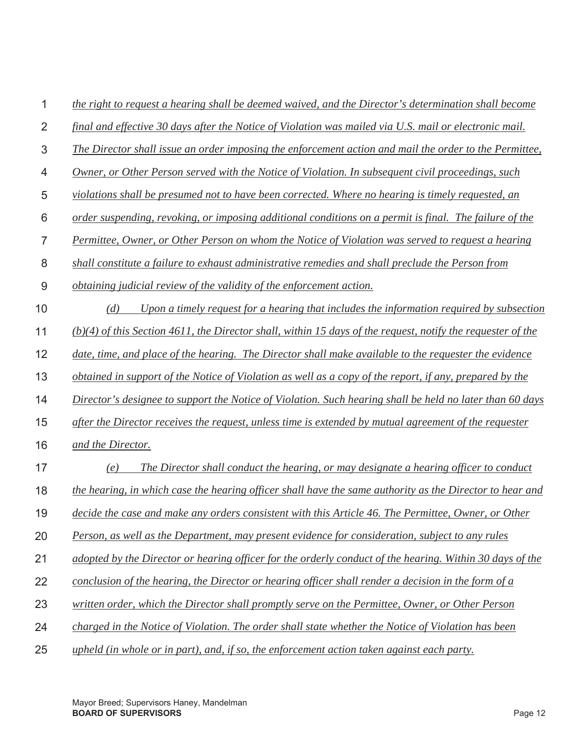*the right to request a hearing shall be deemed waived, and the Director's determination shall become final and effective 30 days after the Notice of Violation was mailed via U.S. mail or electronic mail. The Director shall issue an order imposing the enforcement action and mail the order to the Permittee, Owner, or Other Person served with the Notice of Violation. In subsequent civil proceedings, such violations shall be presumed not to have been corrected. Where no hearing is timely requested, an order suspending, revoking, or imposing additional conditions on a permit is final. The failure of the Permittee, Owner, or Other Person on whom the Notice of Violation was served to request a hearing shall constitute a failure to exhaust administrative remedies and shall preclude the Person from obtaining judicial review of the validity of the enforcement action.*

*(d) Upon a timely request for a hearing that includes the information required by subsection (b)(4) of this Section 4611, the Director shall, within 15 days of the request, notify the requester of the date, time, and place of the hearing. The Director shall make available to the requester the evidence obtained in support of the Notice of Violation as well as a copy of the report, if any, prepared by the Director's designee to support the Notice of Violation. Such hearing shall be held no later than 60 days after the Director receives the request, unless time is extended by mutual agreement of the requester and the Director.*

*(e) The Director shall conduct the hearing, or may designate a hearing officer to conduct the hearing, in which case the hearing officer shall have the same authority as the Director to hear and decide the case and make any orders consistent with this Article 46. The Permittee, Owner, or Other Person, as well as the Department, may present evidence for consideration, subject to any rules adopted by the Director or hearing officer for the orderly conduct of the hearing. Within 30 days of the conclusion of the hearing, the Director or hearing officer shall render a decision in the form of a written order, which the Director shall promptly serve on the Permittee, Owner, or Other Person charged in the Notice of Violation. The order shall state whether the Notice of Violation has been upheld (in whole or in part), and, if so, the enforcement action taken against each party.*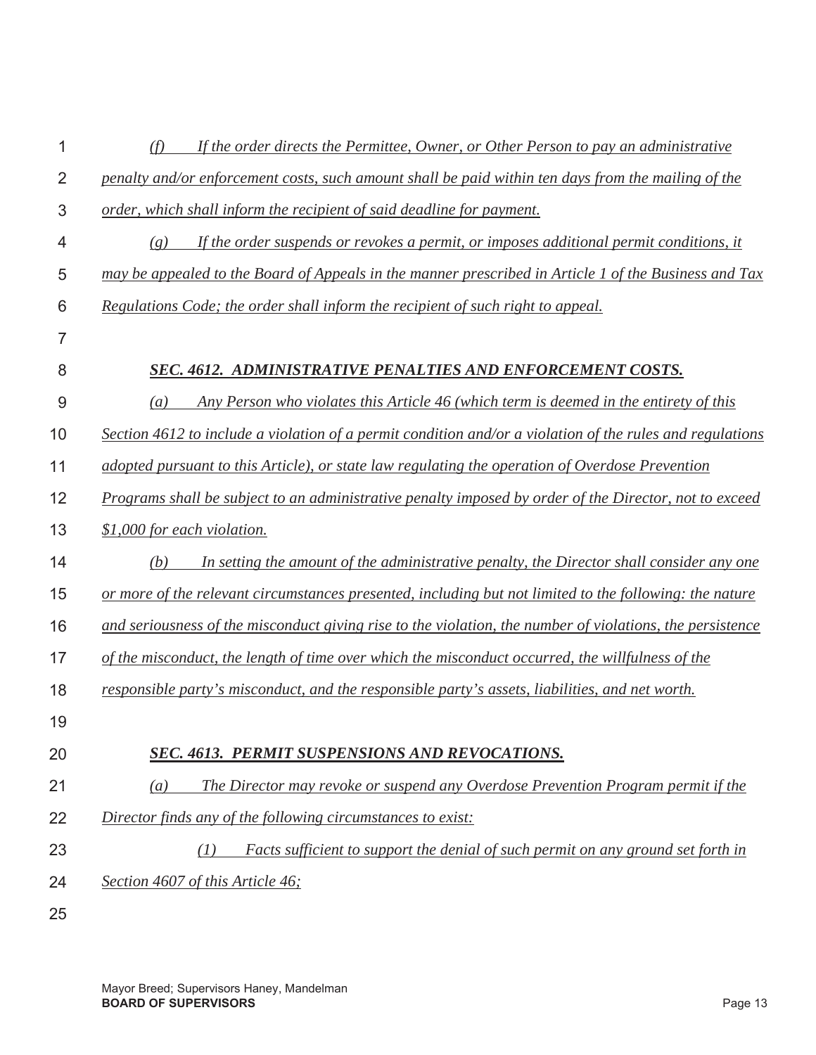*(f) If the order directs the Permittee, Owner, or Other Person to pay an administrative penalty and/or enforcement costs, such amount shall be paid within ten days from the mailing of the order, which shall inform the recipient of said deadline for payment.*

*(g) If the order suspends or revokes a permit, or imposes additional permit conditions, it may be appealed to the Board of Appeals in the manner prescribed in Article 1 of the Business and Tax Regulations Code; the order shall inform the recipient of such right to appeal.*

### ***SEC. 4612. ADMINISTRATIVE PENALTIES AND ENFORCEMENT COSTS.***

*(a) Any Person who violates this Article 46 (which term is deemed in the entirety of this Section 4612 to include a violation of a permit condition and/or a violation of the rules and regulations adopted pursuant to this Article), or state law regulating the operation of Overdose Prevention Programs shall be subject to an administrative penalty imposed by order of the Director, not to exceed $1,000 for each violation.*

*(b) In setting the amount of the administrative penalty, the Director shall consider any one or more of the relevant circumstances presented, including but not limited to the following: the nature and seriousness of the misconduct giving rise to the violation, the number of violations, the persistence of the misconduct, the length of time over which the misconduct occurred, the willfulness of the responsible party's misconduct, and the responsible party's assets, liabilities, and net worth.*

### ***SEC. 4613. PERMIT SUSPENSIONS AND REVOCATIONS.***

*(a) The Director may revoke or suspend any Overdose Prevention Program permit if the Director finds any of the following circumstances to exist:*

*(1) Facts sufficient to support the denial of such permit on any ground set forth in Section 4607 of this Article 46;*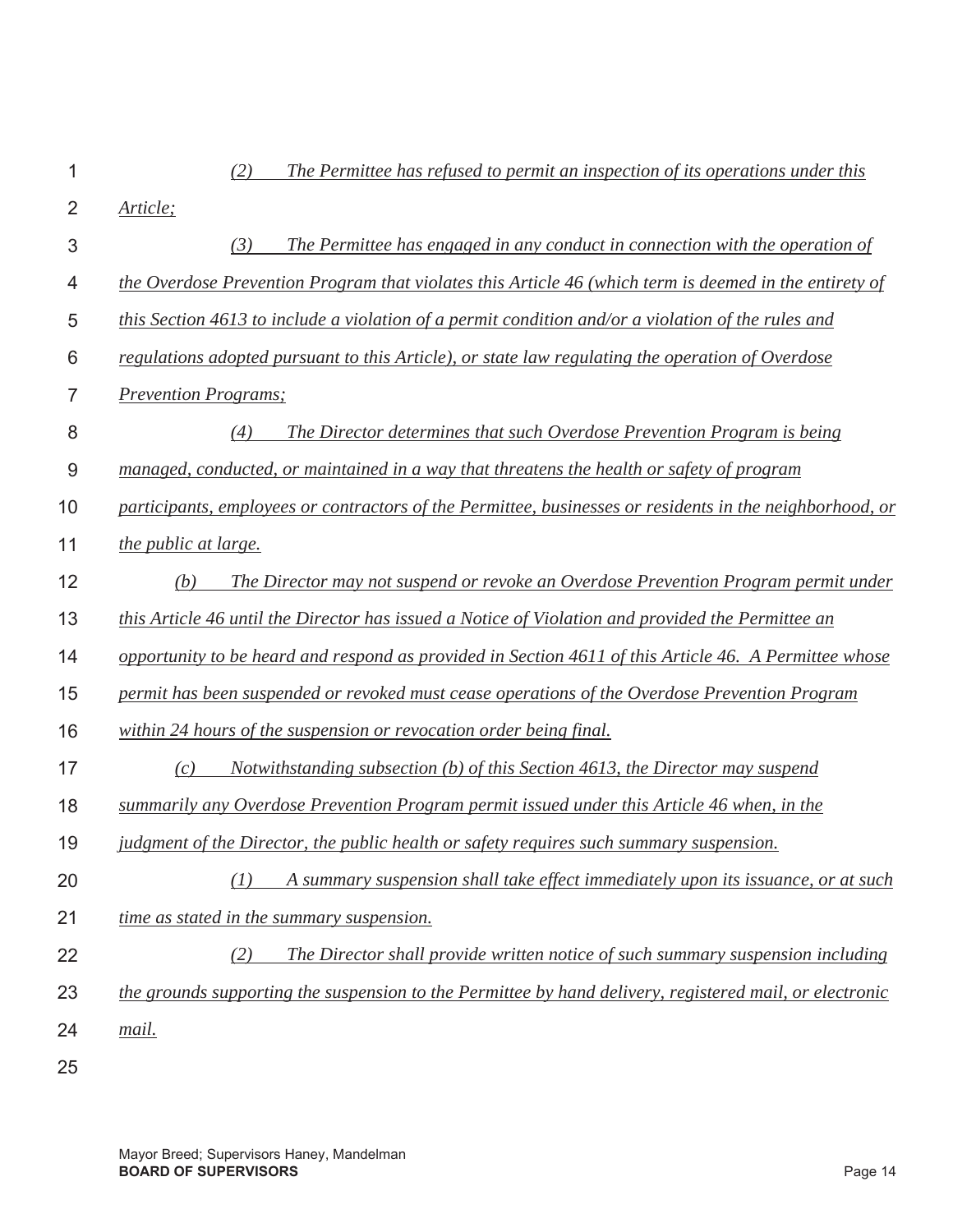*(2) The Permittee has refused to permit an inspection of its operations under this Article;*

*(3) The Permittee has engaged in any conduct in connection with the operation of the Overdose Prevention Program that violates this Article 46 (which term is deemed in the entirety of this Section 4613 to include a violation of a permit condition and/or a violation of the rules and regulations adopted pursuant to this Article), or state law regulating the operation of Overdose Prevention Programs;*

*(4) The Director determines that such Overdose Prevention Program is being managed, conducted, or maintained in a way that threatens the health or safety of program participants, employees or contractors of the Permittee, businesses or residents in the neighborhood, or the public at large.*

*(b) The Director may not suspend or revoke an Overdose Prevention Program permit under this Article 46 until the Director has issued a Notice of Violation and provided the Permittee an opportunity to be heard and respond as provided in Section 4611 of this Article 46. A Permittee whose permit has been suspended or revoked must cease operations of the Overdose Prevention Program within 24 hours of the suspension or revocation order being final.*

*(c) Notwithstanding subsection (b) of this Section 4613, the Director may suspend summarily any Overdose Prevention Program permit issued under this Article 46 when, in the judgment of the Director, the public health or safety requires such summary suspension.*

*(1) A summary suspension shall take effect immediately upon its issuance, or at such time as stated in the summary suspension.*

*(2) The Director shall provide written notice of such summary suspension including the grounds supporting the suspension to the Permittee by hand delivery, registered mail, or electronic mail.*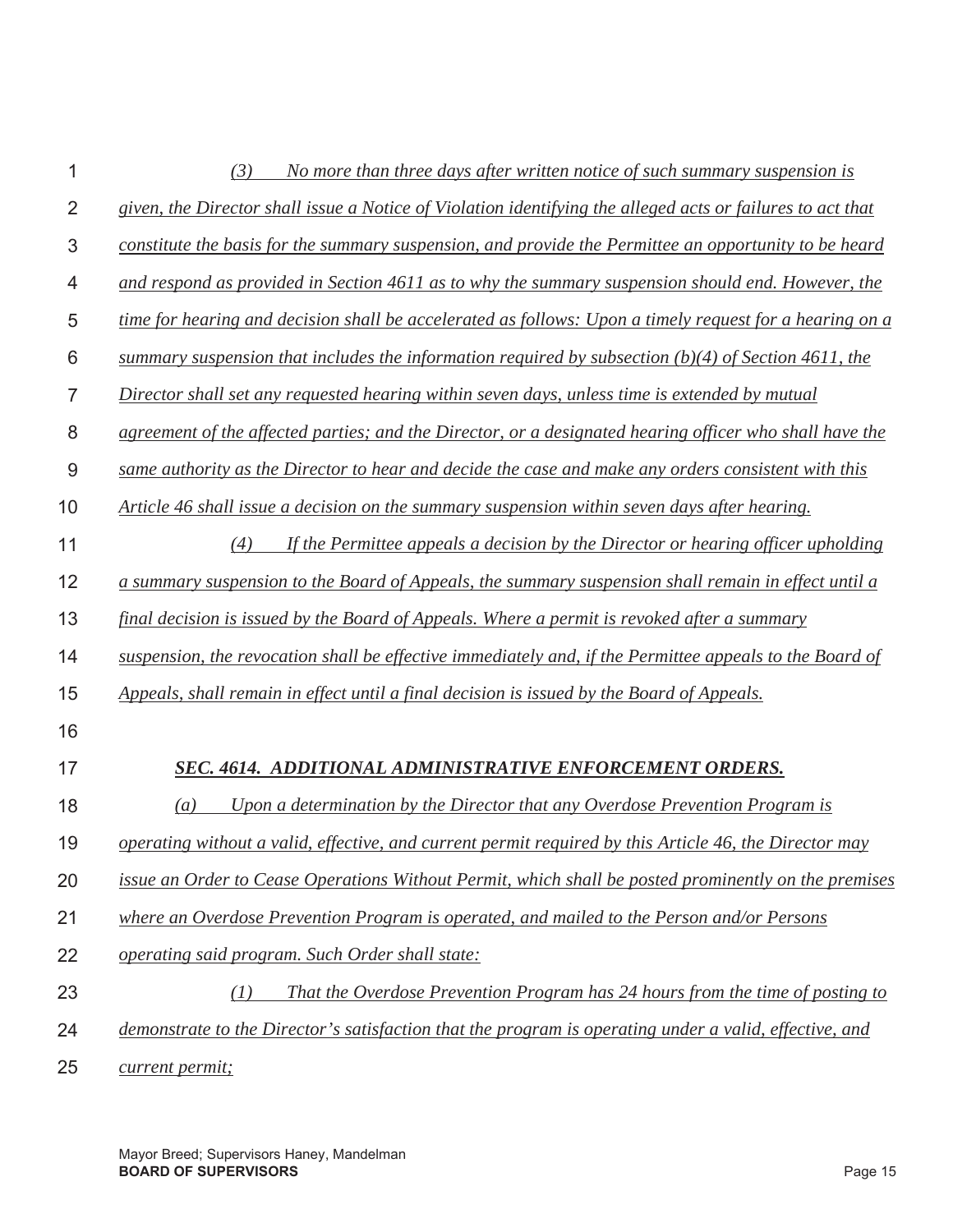*(3) No more than three days after written notice of such summary suspension is given, the Director shall issue a Notice of Violation identifying the alleged acts or failures to act that constitute the basis for the summary suspension, and provide the Permittee an opportunity to be heard and respond as provided in Section 4611 as to why the summary suspension should end. However, the time for hearing and decision shall be accelerated as follows: Upon a timely request for a hearing on a summary suspension that includes the information required by subsection (b)(4) of Section 4611, the Director shall set any requested hearing within seven days, unless time is extended by mutual agreement of the affected parties; and the Director, or a designated hearing officer who shall have the same authority as the Director to hear and decide the case and make any orders consistent with this Article 46 shall issue a decision on the summary suspension within seven days after hearing.*

*(4) If the Permittee appeals a decision by the Director or hearing officer upholding a summary suspension to the Board of Appeals, the summary suspension shall remain in effect until a final decision is issued by the Board of Appeals. Where a permit is revoked after a summary suspension, the revocation shall be effective immediately and, if the Permittee appeals to the Board of Appeals, shall remain in effect until a final decision is issued by the Board of Appeals.*

### *SEC. 4614. ADDITIONAL ADMINISTRATIVE ENFORCEMENT ORDERS.*

*(a) Upon a determination by the Director that any Overdose Prevention Program is operating without a valid, effective, and current permit required by this Article 46, the Director may issue an Order to Cease Operations Without Permit, which shall be posted prominently on the premises where an Overdose Prevention Program is operated, and mailed to the Person and/or Persons operating said program. Such Order shall state:*

*(1) That the Overdose Prevention Program has 24 hours from the time of posting to demonstrate to the Director's satisfaction that the program is operating under a valid, effective, and current permit;*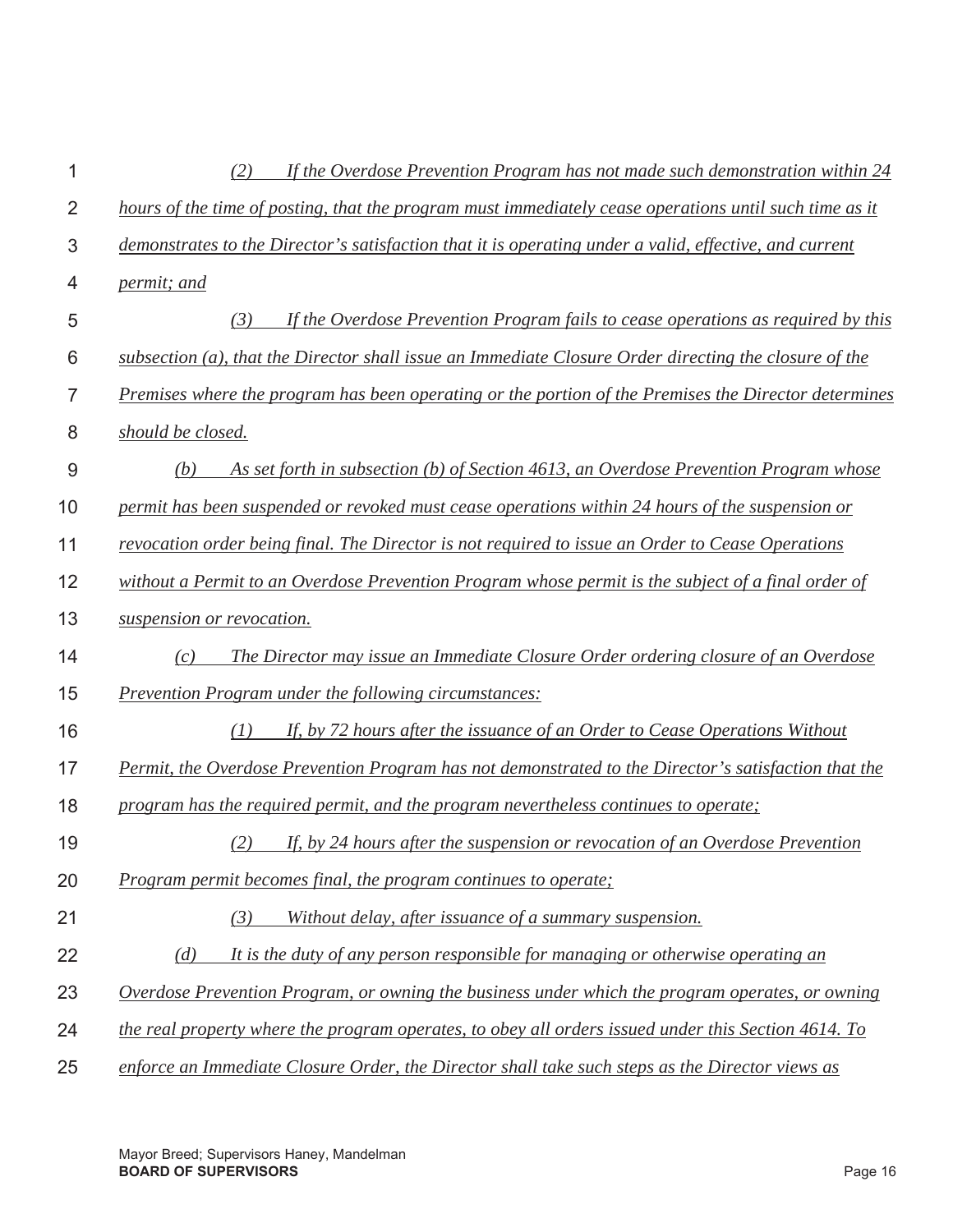*(2) If the Overdose Prevention Program has not made such demonstration within 24 hours of the time of posting, that the program must immediately cease operations until such time as it demonstrates to the Director's satisfaction that it is operating under a valid, effective, and current permit; and*

*(3) If the Overdose Prevention Program fails to cease operations as required by this subsection (a), that the Director shall issue an Immediate Closure Order directing the closure of the Premises where the program has been operating or the portion of the Premises the Director determines should be closed.*

*(b) As set forth in subsection (b) of Section 4613, an Overdose Prevention Program whose permit has been suspended or revoked must cease operations within 24 hours of the suspension or revocation order being final. The Director is not required to issue an Order to Cease Operations without a Permit to an Overdose Prevention Program whose permit is the subject of a final order of suspension or revocation.*

*(c) The Director may issue an Immediate Closure Order ordering closure of an Overdose Prevention Program under the following circumstances:*

*(1) If, by 72 hours after the issuance of an Order to Cease Operations Without Permit, the Overdose Prevention Program has not demonstrated to the Director's satisfaction that the program has the required permit, and the program nevertheless continues to operate;*

*(2) If, by 24 hours after the suspension or revocation of an Overdose Prevention Program permit becomes final, the program continues to operate;*

*(3) Without delay, after issuance of a summary suspension.*

*(d) It is the duty of any person responsible for managing or otherwise operating an Overdose Prevention Program, or owning the business under which the program operates, or owning the real property where the program operates, to obey all orders issued under this Section 4614. To enforce an Immediate Closure Order, the Director shall take such steps as the Director views as*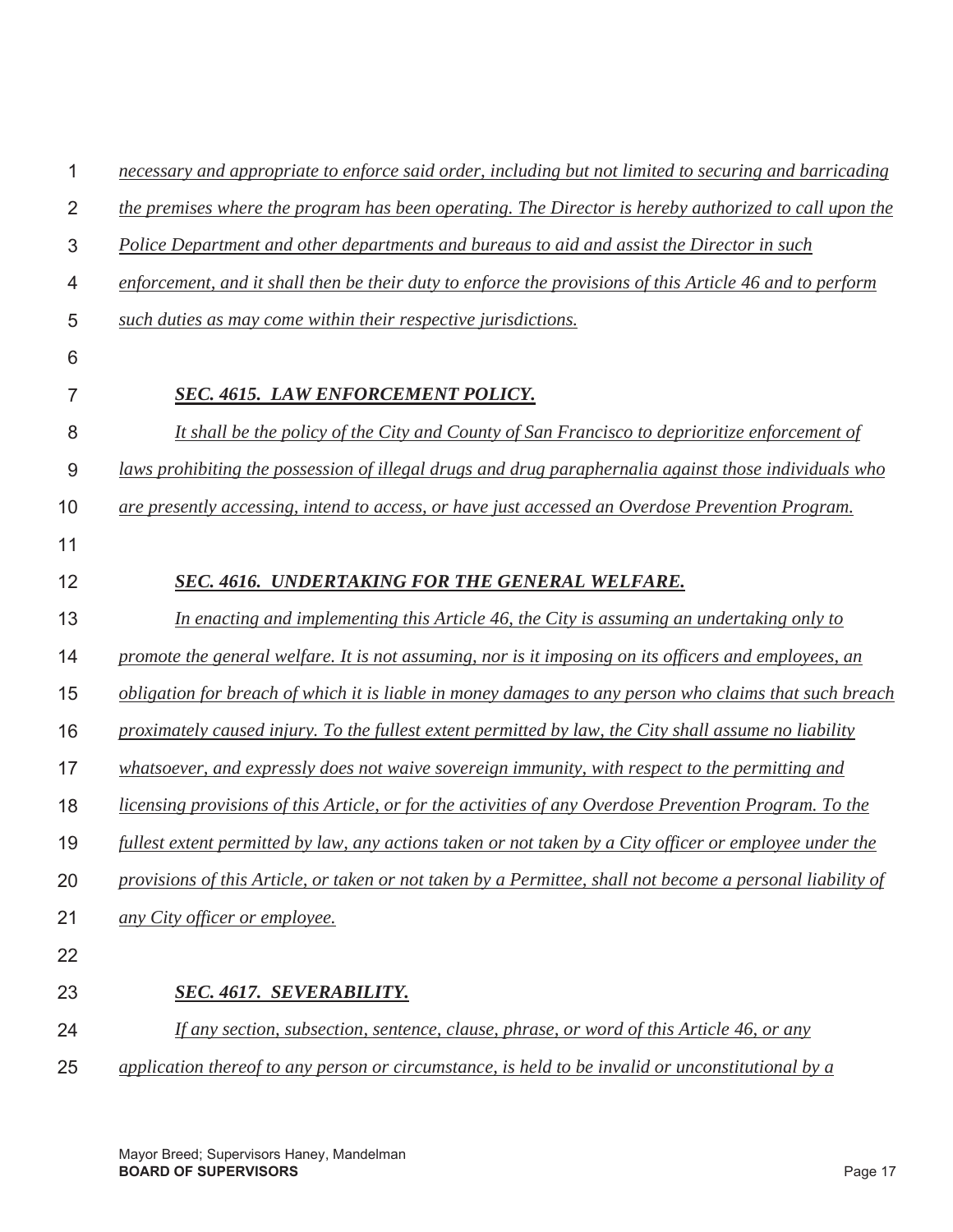*necessary and appropriate to enforce said order, including but not limited to securing and barricading the premises where the program has been operating. The Director is hereby authorized to call upon the Police Department and other departments and bureaus to aid and assist the Director in such enforcement, and it shall then be their duty to enforce the provisions of this Article 46 and to perform such duties as may come within their respective jurisdictions.*

***SEC. 4615. LAW ENFORCEMENT POLICY.***

*It shall be the policy of the City and County of San Francisco to deprioritize enforcement of laws prohibiting the possession of illegal drugs and drug paraphernalia against those individuals who are presently accessing, intend to access, or have just accessed an Overdose Prevention Program.*

***SEC. 4616. UNDERTAKING FOR THE GENERAL WELFARE.***

*In enacting and implementing this Article 46, the City is assuming an undertaking only to promote the general welfare. It is not assuming, nor is it imposing on its officers and employees, an obligation for breach of which it is liable in money damages to any person who claims that such breach proximately caused injury. To the fullest extent permitted by law, the City shall assume no liability whatsoever, and expressly does not waive sovereign immunity, with respect to the permitting and licensing provisions of this Article, or for the activities of any Overdose Prevention Program. To the fullest extent permitted by law, any actions taken or not taken by a City officer or employee under the provisions of this Article, or taken or not taken by a Permittee, shall not become a personal liability of any City officer or employee.*

***SEC. 4617. SEVERABILITY.***

*If any section, subsection, sentence, clause, phrase, or word of this Article 46, or any application thereof to any person or circumstance, is held to be invalid or unconstitutional by a*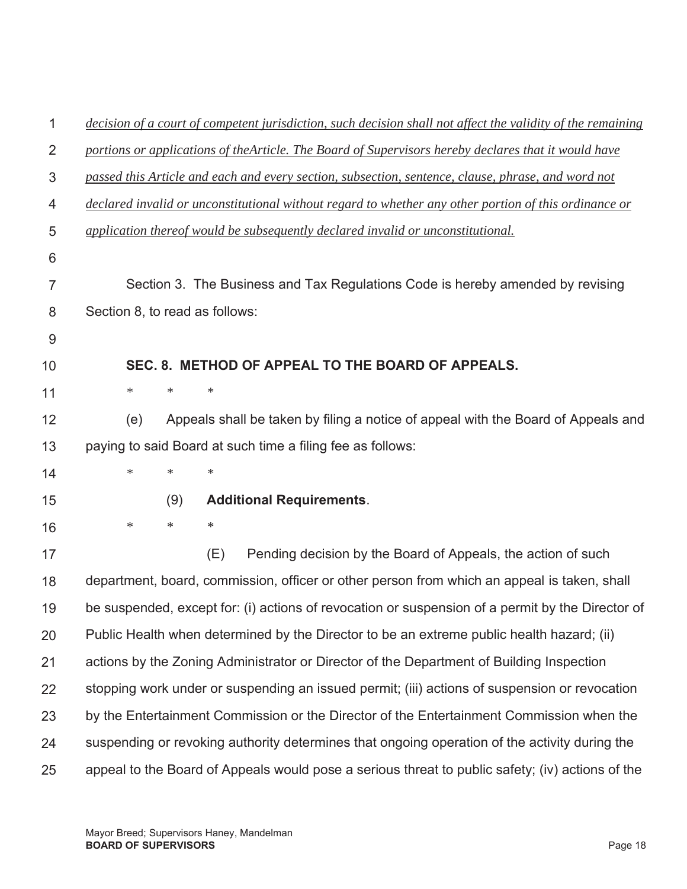*decision of a court of competent jurisdiction, such decision shall not affect the validity of the remaining portions or applications of theArticle. The Board of Supervisors hereby declares that it would have passed this Article and each and every section, subsection, sentence, clause, phrase, and word not declared invalid or unconstitutional without regard to whether any other portion of this ordinance or application thereof would be subsequently declared invalid or unconstitutional.*

Section 3. The Business and Tax Regulations Code is hereby amended by revising Section 8, to read as follows:

**SEC. 8. METHOD OF APPEAL TO THE BOARD OF APPEALS.**

\* \* \*

(e) Appeals shall be taken by filing a notice of appeal with the Board of Appeals and paying to said Board at such time a filing fee as follows:

\* \* \*

(9) **Additional Requirements**.

\* \* \*

(E) Pending decision by the Board of Appeals, the action of such department, board, commission, officer or other person from which an appeal is taken, shall be suspended, except for: (i) actions of revocation or suspension of a permit by the Director of Public Health when determined by the Director to be an extreme public health hazard; (ii) actions by the Zoning Administrator or Director of the Department of Building Inspection stopping work under or suspending an issued permit; (iii) actions of suspension or revocation by the Entertainment Commission or the Director of the Entertainment Commission when the suspending or revoking authority determines that ongoing operation of the activity during the appeal to the Board of Appeals would pose a serious threat to public safety; (iv) actions of the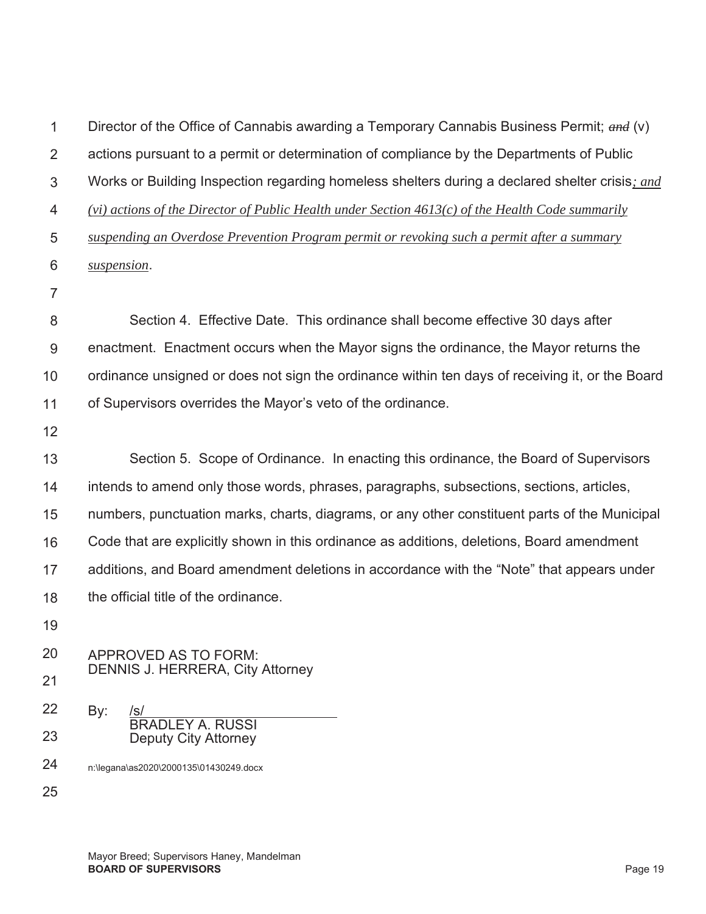Director of the Office of Cannabis awarding a Temporary Cannabis Business Permit; ~~*and*~~ (v) actions pursuant to a permit or determination of compliance by the Departments of Public Works or Building Inspection regarding homeless shelters during a declared shelter crisis*; and (vi) actions of the Director of Public Health under Section 4613(c) of the Health Code summarily suspending an Overdose Prevention Program permit or revoking such a permit after a summary suspension*.

Section 4. Effective Date. This ordinance shall become effective 30 days after enactment. Enactment occurs when the Mayor signs the ordinance, the Mayor returns the ordinance unsigned or does not sign the ordinance within ten days of receiving it, or the Board of Supervisors overrides the Mayor's veto of the ordinance.

Section 5. Scope of Ordinance. In enacting this ordinance, the Board of Supervisors intends to amend only those words, phrases, paragraphs, subsections, sections, articles, numbers, punctuation marks, charts, diagrams, or any other constituent parts of the Municipal Code that are explicitly shown in this ordinance as additions, deletions, Board amendment additions, and Board amendment deletions in accordance with the "Note" that appears under the official title of the ordinance.

APPROVED AS TO FORM:
DENNIS J. HERRERA, City Attorney

By: /s/
BRADLEY A. RUSSI
Deputy City Attorney

n:\legana\as2020\2000135\01430249.docx

Mayor Breed; Supervisors Haney, Mandelman
**BOARD OF SUPERVISORS**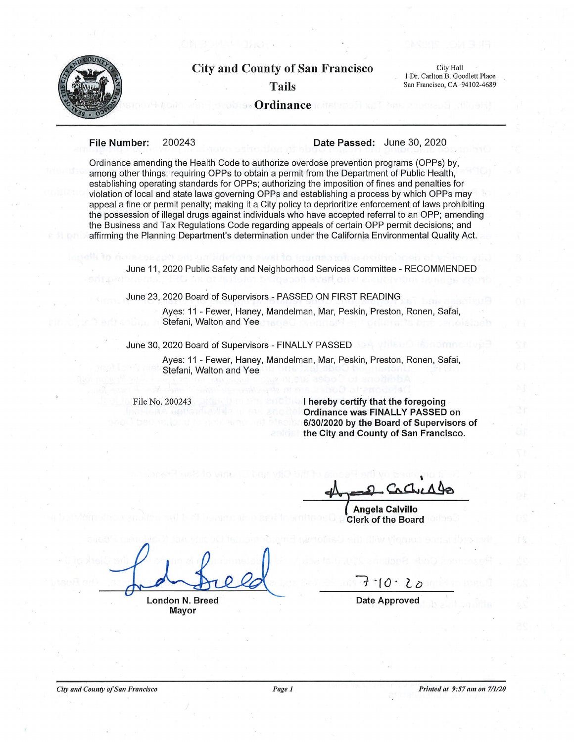# City and County of San Francisco

## Tails

## Ordinance

City Hall
1 Dr. Carlton B. Goodlett Place
San Francisco, CA 94102-4689

**File Number:** 200243 **Date Passed:** June 30, 2020

Ordinance amending the Health Code to authorize overdose prevention programs (OPPs) by, among other things: requiring OPPs to obtain a permit from the Department of Public Health, establishing operating standards for OPPs; authorizing the imposition of fines and penalties for violation of local and state laws governing OPPs and establishing a process by which OPPs may appeal a fine or permit penalty; making it a City policy to deprioritize enforcement of laws prohibiting the possession of illegal drugs against individuals who have accepted referral to an OPP; amending the Business and Tax Regulations Code regarding appeals of certain OPP permit decisions; and affirming the Planning Department's determination under the California Environmental Quality Act.

June 11, 2020 Public Safety and Neighborhood Services Committee - RECOMMENDED

June 23, 2020 Board of Supervisors - PASSED ON FIRST READING

Ayes: 11 - Fewer, Haney, Mandelman, Mar, Peskin, Preston, Ronen, Safai, Stefani, Walton and Yee

June 30, 2020 Board of Supervisors - FINALLY PASSED

Ayes: 11 - Fewer, Haney, Mandelman, Mar, Peskin, Preston, Ronen, Safai, Stefani, Walton and Yee

File No. 200243

**I hereby certify that the foregoing Ordinance was FINALLY PASSED on 6/30/2020 by the Board of Supervisors of the City and County of San Francisco.**

**Angela Calvillo**
**Clerk of the Board**

**London N. Breed**
**Mayor**

7·10·20

**Date Approved**